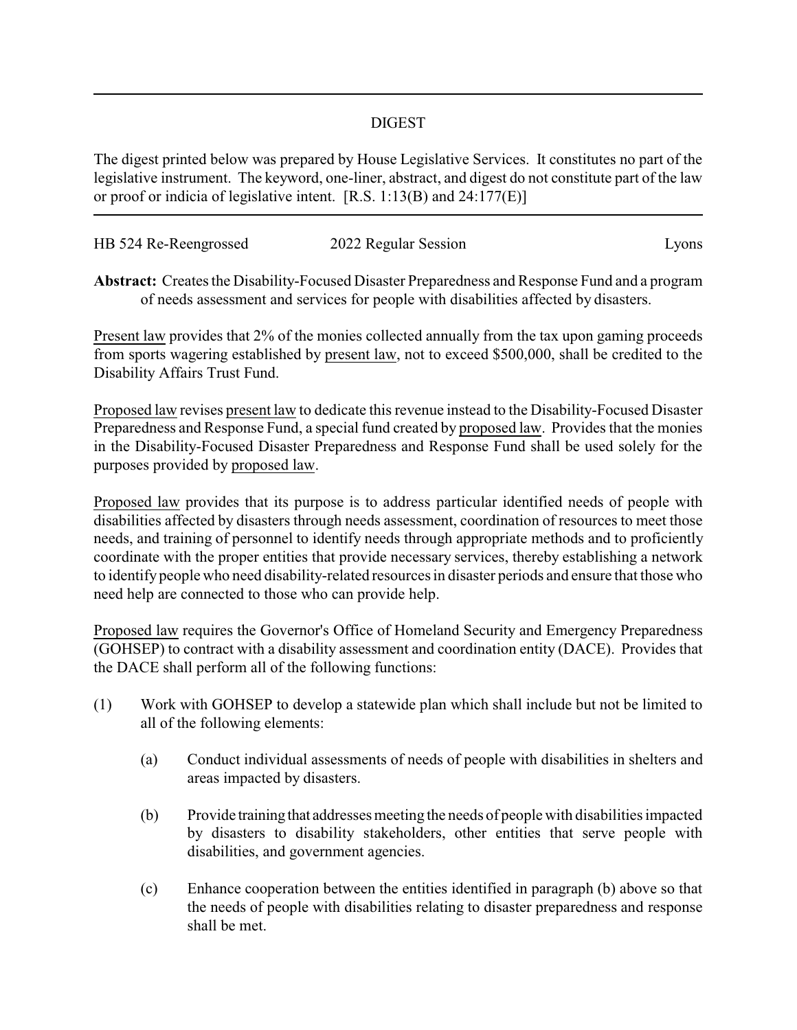## DIGEST

The digest printed below was prepared by House Legislative Services. It constitutes no part of the legislative instrument. The keyword, one-liner, abstract, and digest do not constitute part of the law or proof or indicia of legislative intent. [R.S. 1:13(B) and 24:177(E)]

HB 524 Re-Reengrossed — 2022 Regular Session — Lyons

**Abstract:** Creates the Disability-Focused Disaster Preparedness and Response Fund and a program of needs assessment and services for people with disabilities affected by disasters.

Present law provides that 2% of the monies collected annually from the tax upon gaming proceeds from sports wagering established by present law, not to exceed $500,000, shall be credited to the Disability Affairs Trust Fund.

Proposed law revises present law to dedicate this revenue instead to the Disability-Focused Disaster Preparedness and Response Fund, a special fund created by proposed law. Provides that the monies in the Disability-Focused Disaster Preparedness and Response Fund shall be used solely for the purposes provided by proposed law.

Proposed law provides that its purpose is to address particular identified needs of people with disabilities affected by disasters through needs assessment, coordination of resources to meet those needs, and training of personnel to identify needs through appropriate methods and to proficiently coordinate with the proper entities that provide necessary services, thereby establishing a network to identify people who need disability-related resources in disaster periods and ensure that those who need help are connected to those who can provide help.

Proposed law requires the Governor's Office of Homeland Security and Emergency Preparedness (GOHSEP) to contract with a disability assessment and coordination entity (DACE). Provides that the DACE shall perform all of the following functions:

(1) Work with GOHSEP to develop a statewide plan which shall include but not be limited to all of the following elements:

   (a) Conduct individual assessments of needs of people with disabilities in shelters and areas impacted by disasters.

   (b) Provide training that addresses meeting the needs of people with disabilities impacted by disasters to disability stakeholders, other entities that serve people with disabilities, and government agencies.

   (c) Enhance cooperation between the entities identified in paragraph (b) above so that the needs of people with disabilities relating to disaster preparedness and response shall be met.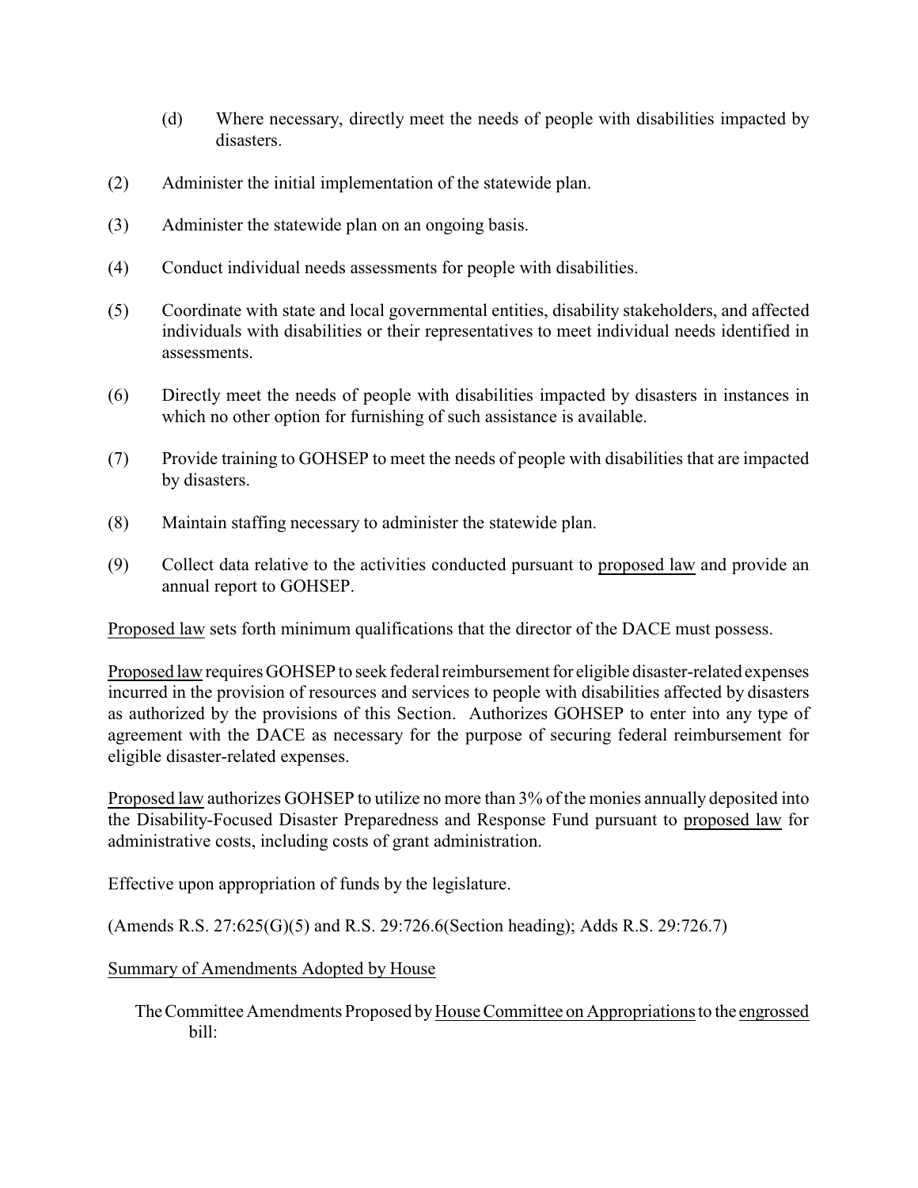(d) Where necessary, directly meet the needs of people with disabilities impacted by disasters.

(2) Administer the initial implementation of the statewide plan.

(3) Administer the statewide plan on an ongoing basis.

(4) Conduct individual needs assessments for people with disabilities.

(5) Coordinate with state and local governmental entities, disability stakeholders, and affected individuals with disabilities or their representatives to meet individual needs identified in assessments.

(6) Directly meet the needs of people with disabilities impacted by disasters in instances in which no other option for furnishing of such assistance is available.

(7) Provide training to GOHSEP to meet the needs of people with disabilities that are impacted by disasters.

(8) Maintain staffing necessary to administer the statewide plan.

(9) Collect data relative to the activities conducted pursuant to proposed law and provide an annual report to GOHSEP.

Proposed law sets forth minimum qualifications that the director of the DACE must possess.

Proposed law requires GOHSEP to seek federal reimbursement for eligible disaster-related expenses incurred in the provision of resources and services to people with disabilities affected by disasters as authorized by the provisions of this Section. Authorizes GOHSEP to enter into any type of agreement with the DACE as necessary for the purpose of securing federal reimbursement for eligible disaster-related expenses.

Proposed law authorizes GOHSEP to utilize no more than 3% of the monies annually deposited into the Disability-Focused Disaster Preparedness and Response Fund pursuant to proposed law for administrative costs, including costs of grant administration.

Effective upon appropriation of funds by the legislature.

(Amends R.S. 27:625(G)(5) and R.S. 29:726.6(Section heading); Adds R.S. 29:726.7)

Summary of Amendments Adopted by House

The Committee Amendments Proposed by House Committee on Appropriations to the engrossed bill: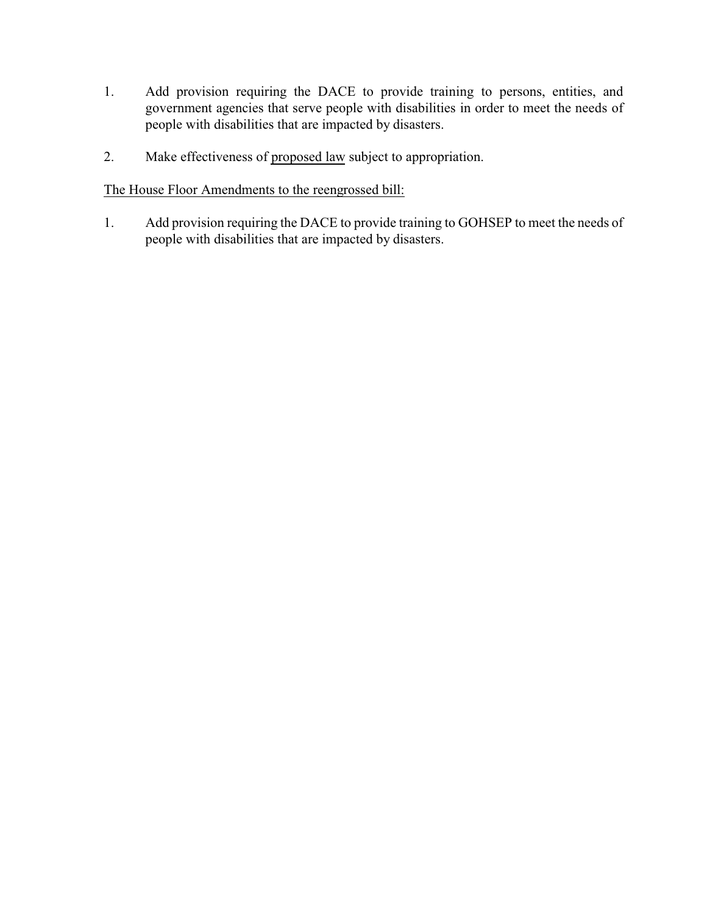1. Add provision requiring the DACE to provide training to persons, entities, and government agencies that serve people with disabilities in order to meet the needs of people with disabilities that are impacted by disasters.

2. Make effectiveness of <u>proposed law</u> subject to appropriation.

<u>The House Floor Amendments to the reengrossed bill:</u>

1. Add provision requiring the DACE to provide training to GOHSEP to meet the needs of people with disabilities that are impacted by disasters.